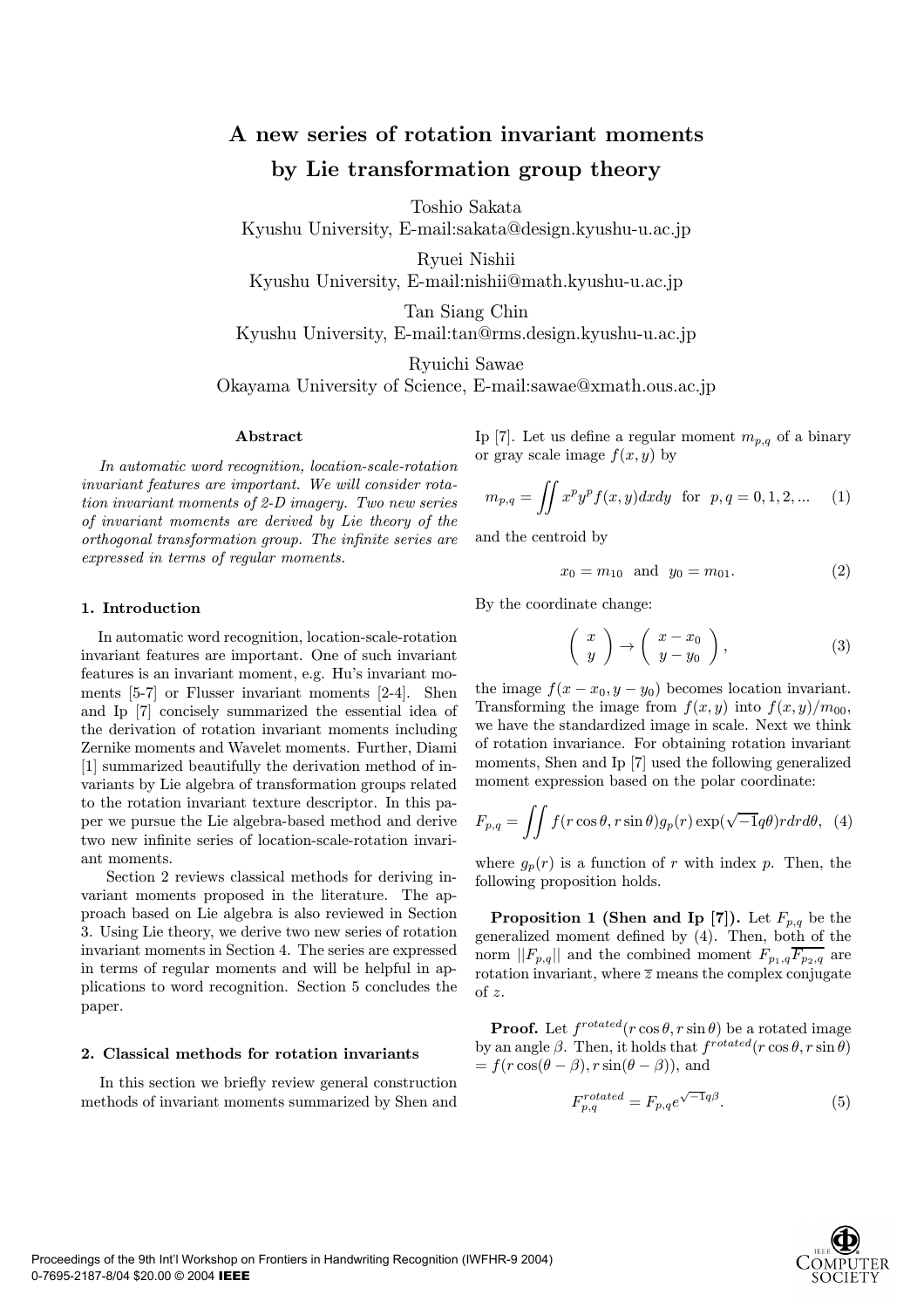# A new series of rotation invariant moments by Lie transformation group theory

Toshio Sakata
Kyushu University, E-mail:sakata@design.kyushu-u.ac.jp

Ryuei Nishii
Kyushu University, E-mail:nishii@math.kyushu-u.ac.jp

Tan Siang Chin
Kyushu University, E-mail:tan@rms.design.kyushu-u.ac.jp

Ryuichi Sawae
Okayama University of Science, E-mail:sawae@xmath.ous.ac.jp

### Abstract

*In automatic word recognition, location-scale-rotation invariant features are important. We will consider rotation invariant moments of 2-D imagery. Two new series of invariant moments are derived by Lie theory of the orthogonal transformation group. The infinite series are expressed in terms of regular moments.*

## 1. Introduction

In automatic word recognition, location-scale-rotation invariant features are important. One of such invariant features is an invariant moment, e.g. Hu's invariant moments [5-7] or Flusser invariant moments [2-4]. Shen and Ip [7] concisely summarized the essential idea of the derivation of rotation invariant moments including Zernike moments and Wavelet moments. Further, Diami [1] summarized beautifully the derivation method of invariants by Lie algebra of transformation groups related to the rotation invariant texture descriptor. In this paper we pursue the Lie algebra-based method and derive two new infinite series of location-scale-rotation invariant moments.

Section 2 reviews classical methods for deriving invariant moments proposed in the literature. The approach based on Lie algebra is also reviewed in Section 3. Using Lie theory, we derive two new series of rotation invariant moments in Section 4. The series are expressed in terms of regular moments and will be helpful in applications to word recognition. Section 5 concludes the paper.

## 2. Classical methods for rotation invariants

In this section we briefly review general construction methods of invariant moments summarized by Shen and Ip [7]. Let us define a regular moment $m_{p,q}$ of a binary or gray scale image $f(x, y)$ by

$$m_{p,q} = \iint x^p y^p f(x, y)dxdy \quad \text{for} \quad p, q = 0, 1, 2, ... \qquad (1)$$

and the centroid by

$$x_0 = m_{10} \quad \text{and} \quad y_0 = m_{01}. \qquad (2)$$

By the coordinate change:

$$\begin{pmatrix} x \\ y \end{pmatrix} \to \begin{pmatrix} x - x_0 \\ y - y_0 \end{pmatrix}, \qquad (3)$$

the image $f(x - x_0, y - y_0)$ becomes location invariant. Transforming the image from $f(x, y)$ into $f(x, y)/m_{00}$, we have the standardized image in scale. Next we think of rotation invariance. For obtaining rotation invariant moments, Shen and Ip [7] used the following generalized moment expression based on the polar coordinate:

$$F_{p,q} = \iint f(r\cos\theta, r\sin\theta)g_p(r)\exp(\sqrt{-1}q\theta)rdrd\theta, \quad (4)$$

where $g_p(r)$ is a function of $r$ with index $p$. Then, the following proposition holds.

**Proposition 1 (Shen and Ip [7]).** Let $F_{p,q}$ be the generalized moment defined by (4). Then, both of the norm $||F_{p,q}||$ and the combined moment $F_{p_1,q}\overline{F_{p_2,q}}$ are rotation invariant, where $\overline{z}$ means the complex conjugate of $z$.

**Proof.** Let $f^{rotated}(r\cos\theta, r\sin\theta)$ be a rotated image by an angle $\beta$. Then, it holds that $f^{rotated}(r\cos\theta, r\sin\theta)$ $= f(r\cos(\theta - \beta), r\sin(\theta - \beta))$, and

$$F^{rotated}_{p,q} = F_{p,q}e^{\sqrt{-1}q\beta}. \qquad (5)$$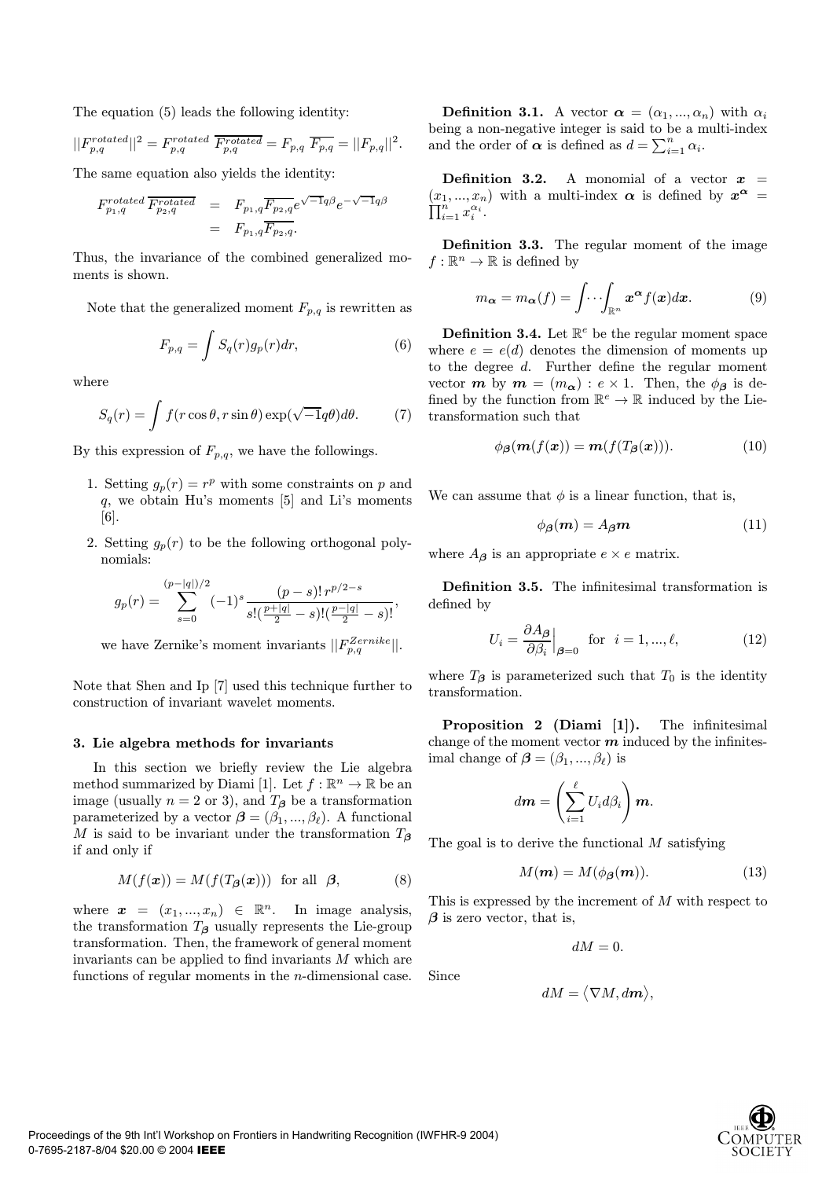The equation (5) leads the following identity:

$$||F_{p,q}^{rotated}||^2 = F_{p,q}^{rotated}\ \overline{F_{p,q}^{rotated}} = F_{p,q}\ \overline{F_{p,q}} = ||F_{p,q}||^2.$$

The same equation also yields the identity:

$$\begin{aligned} F_{p_1,q}^{rotated}\overline{F_{p_2,q}^{rotated}} &= F_{p_1,q}\overline{F_{p_2,q}}e^{\sqrt{-1}q\beta}e^{-\sqrt{-1}q\beta} \\ &= F_{p_1,q}\overline{F_{p_2,q}}. \end{aligned}$$

Thus, the invariance of the combined generalized moments is shown.

Note that the generalized moment $F_{p,q}$ is rewritten as

$$F_{p,q} = \int S_q(r)g_p(r)dr, \tag{6}$$

where

$$S_q(r) = \int f(r\cos\theta, r\sin\theta)\exp(\sqrt{-1}q\theta)d\theta. \tag{7}$$

By this expression of $F_{p,q}$, we have the followings.

1. Setting $g_p(r) = r^p$ with some constraints on $p$ and $q$, we obtain Hu's moments [5] and Li's moments [6].
2. Setting $g_p(r)$ to be the following orthogonal polynomials:

   $$g_p(r) = \sum_{s=0}^{(p-|q|)/2}(-1)^s\frac{(p-s)!\,r^{p/2-s}}{s!(\frac{p+|q|}{2}-s)!(\frac{p-|q|}{2}-s)!},$$

   we have Zernike's moment invariants $||F_{p,q}^{Zernike}||$.

Note that Shen and Ip [7] used this technique further to construction of invariant wavelet moments.

### 3. Lie algebra methods for invariants

In this section we briefly review the Lie algebra method summarized by Diami [1]. Let $f : \mathbb{R}^n \to \mathbb{R}$ be an image (usually $n = 2$ or 3), and $T_{\boldsymbol{\beta}}$ be a transformation parameterized by a vector $\boldsymbol{\beta} = (\beta_1, ..., \beta_\ell)$. A functional $M$ is said to be invariant under the transformation $T_{\boldsymbol{\beta}}$ if and only if

$$M(f(\boldsymbol{x})) = M(f(T_{\boldsymbol{\beta}}(\boldsymbol{x}))) \quad \text{for all } \boldsymbol{\beta}, \tag{8}$$

where $\boldsymbol{x} = (x_1, ..., x_n) \in \mathbb{R}^n$. In image analysis, the transformation $T_{\boldsymbol{\beta}}$ usually represents the Lie-group transformation. Then, the framework of general moment invariants can be applied to find invariants $M$ which are functions of regular moments in the $n$-dimensional case.

**Definition 3.1.** A vector $\boldsymbol{\alpha} = (\alpha_1, ..., \alpha_n)$ with $\alpha_i$ being a non-negative integer is said to be a multi-index and the order of $\boldsymbol{\alpha}$ is defined as $d = \sum_{i=1}^n \alpha_i$.

**Definition 3.2.** A monomial of a vector $\boldsymbol{x} = (x_1, ..., x_n)$ with a multi-index $\boldsymbol{\alpha}$ is defined by $\boldsymbol{x}^{\boldsymbol{\alpha}} = \prod_{i=1}^n x_i^{\alpha_i}$.

**Definition 3.3.** The regular moment of the image $f : \mathbb{R}^n \to \mathbb{R}$ is defined by

$$m_{\boldsymbol{\alpha}} = m_{\boldsymbol{\alpha}}(f) = \int\cdots\int_{\mathbb{R}^n} \boldsymbol{x}^{\boldsymbol{\alpha}} f(\boldsymbol{x})d\boldsymbol{x}. \tag{9}$$

**Definition 3.4.** Let $\mathbb{R}^e$ be the regular moment space where $e = e(d)$ denotes the dimension of moments up to the degree $d$. Further define the regular moment vector $\boldsymbol{m}$ by $\boldsymbol{m} = (m_{\boldsymbol{\alpha}}) : e \times 1$. Then, the $\phi_{\boldsymbol{\beta}}$ is defined by the function from $\mathbb{R}^e \to \mathbb{R}$ induced by the Lie-transformation such that

$$\phi_{\boldsymbol{\beta}}(\boldsymbol{m}(f(\boldsymbol{x})) = \boldsymbol{m}(f(T_{\boldsymbol{\beta}}(\boldsymbol{x}))). \tag{10}$$

We can assume that $\phi$ is a linear function, that is,

$$\phi_{\boldsymbol{\beta}}(\boldsymbol{m}) = A_{\boldsymbol{\beta}}\boldsymbol{m} \tag{11}$$

where $A_{\boldsymbol{\beta}}$ is an appropriate $e \times e$ matrix.

**Definition 3.5.** The infinitesimal transformation is defined by

$$U_i = \frac{\partial A_{\boldsymbol{\beta}}}{\partial \beta_i}\Big|_{\boldsymbol{\beta}=0} \quad \text{for } i = 1, ..., \ell, \tag{12}$$

where $T_{\boldsymbol{\beta}}$ is parameterized such that $T_0$ is the identity transformation.

**Proposition 2 (Diami [1]).** The infinitesimal change of the moment vector $\boldsymbol{m}$ induced by the infinitesimal change of $\boldsymbol{\beta} = (\beta_1, ..., \beta_\ell)$ is

$$d\boldsymbol{m} = \left(\sum_{i=1}^{\ell} U_i d\beta_i\right)\boldsymbol{m}.$$

The goal is to derive the functional $M$ satisfying

$$M(\boldsymbol{m}) = M(\phi_{\boldsymbol{\beta}}(\boldsymbol{m})). \tag{13}$$

This is expressed by the increment of $M$ with respect to $\boldsymbol{\beta}$ is zero vector, that is,

$$dM = 0.$$

Since

$$dM = \langle \nabla M, d\boldsymbol{m}\rangle,$$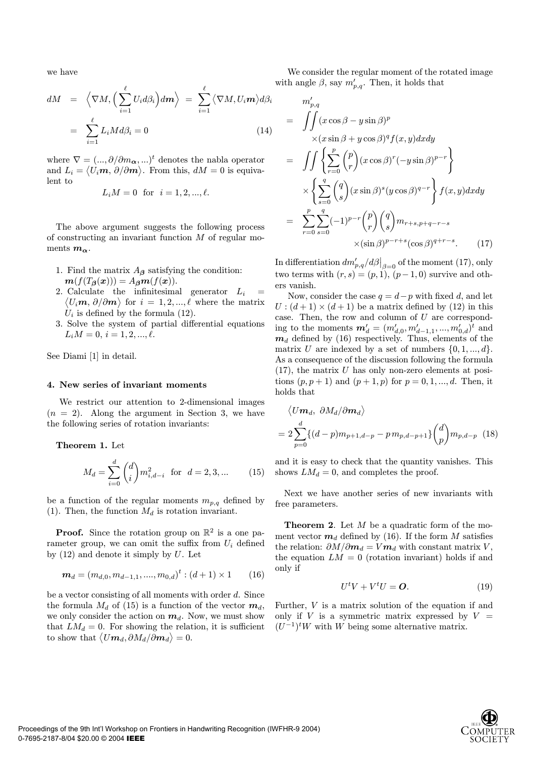we have

$$
\begin{aligned}
dM &= \Big\langle \nabla M, \Big( \sum_{i=1}^{\ell} U_i d\beta_i \Big) d\boldsymbol{m} \Big\rangle = \sum_{i=1}^{\ell} \langle \nabla M, U_i \boldsymbol{m} \rangle d\beta_i \\
&= \sum_{i=1}^{\ell} L_i M d\beta_i = 0
\end{aligned}
\tag{14}
$$

where $\nabla = (..., \partial/\partial m_{\boldsymbol{\alpha}}, ...)^t$ denotes the nabla operator and $L_i = \langle U_i \boldsymbol{m},\ \partial/\partial \boldsymbol{m} \rangle$. From this, $dM = 0$ is equivalent to

$$
L_i M = 0 \ \text{ for } \ i = 1, 2, ..., \ell.
$$

The above argument suggests the following process of constructing an invariant function $M$ of regular moments $\boldsymbol{m}_{\boldsymbol{\alpha}}$.

1. Find the matrix $A_{\boldsymbol{\beta}}$ satisfying the condition: $\boldsymbol{m}(f(T_{\boldsymbol{\beta}}(\boldsymbol{x}))) = A_{\boldsymbol{\beta}} \boldsymbol{m}(f(\boldsymbol{x}))$.
2. Calculate the infinitesimal generator $L_i = \langle U_i \boldsymbol{m},\ \partial/\partial \boldsymbol{m} \rangle$ for $i = 1, 2, ..., \ell$ where the matrix $U_i$ is defined by the formula (12).
3. Solve the system of partial differential equations $L_i M = 0$, $i = 1, 2, ..., \ell$.

See Diami [1] in detail.

## 4. New series of invariant moments

We restrict our attention to 2-dimensional images ($n = 2$). Along the argument in Section 3, we have the following series of rotation invariants:

**Theorem 1.** Let

$$
M_d = \sum_{i=0}^{d} \binom{d}{i} m_{i,d-i}^2 \ \text{ for } \ d = 2, 3, ... \tag{15}
$$

be a function of the regular moments $m_{p,q}$ defined by (1). Then, the function $M_d$ is rotation invariant.

**Proof.** Since the rotation group on $\mathbb{R}^2$ is a one parameter group, we can omit the suffix from $U_i$ defined by (12) and denote it simply by $U$. Let

$$
\boldsymbol{m}_d = (m_{d,0}, m_{d-1,1}, ...., m_{0,d})^t : (d+1) \times 1 \tag{16}
$$

be a vector consisting of all moments with order $d$. Since the formula $M_d$ of (15) is a function of the vector $\boldsymbol{m}_d$, we only consider the action on $\boldsymbol{m}_d$. Now, we must show that $LM_d = 0$. For showing the relation, it is sufficient to show that $\langle U\boldsymbol{m}_d, \partial M_d/\partial \boldsymbol{m}_d \rangle = 0$.

We consider the regular moment of the rotated image with angle $\beta$, say $m'_{p,q}$. Then, it holds that

$$
\begin{aligned}
& m'_{p,q} \\
&= \iint (x\cos\beta - y\sin\beta)^p \\
&\quad \times (x\sin\beta + y\cos\beta)^q f(x,y) dx dy \\
&= \iint \left\{ \sum_{r=0}^{p} \binom{p}{r} (x\cos\beta)^r (-y\sin\beta)^{p-r} \right\} \\
&\quad \times \left\{ \sum_{s=0}^{q} \binom{q}{s} (x\sin\beta)^s (y\cos\beta)^{q-r} \right\} f(x,y) dx dy \\
&= \sum_{r=0}^{p} \sum_{s=0}^{q} (-1)^{p-r} \binom{p}{r} \binom{q}{s} m_{r+s, p+q-r-s} \\
&\quad \times (\sin\beta)^{p-r+s} (\cos\beta)^{q+r-s}.
\end{aligned}
\tag{17}
$$

In differentiation $dm'_{p,q}/d\beta\big|_{\beta=0}$ of the moment (17), only two terms with $(r,s) = (p,1), (p-1,0)$ survive and others vanish.

Now, consider the case $q = d - p$ with fixed $d$, and let $U : (d+1) \times (d+1)$ be a matrix defined by (12) in this case. Then, the row and column of $U$ are corresponding to the moments $\boldsymbol{m}'_d = (m'_{d,0}, m'_{d-1,1}, ..., m'_{0,d})^t$ and $\boldsymbol{m}_d$ defined by (16) respectively. Thus, elements of the matrix $U$ are indexed by a set of numbers $\{0, 1, ..., d\}$. As a consequence of the discussion following the formula (17), the matrix $U$ has only non-zero elements at positions $(p, p+1)$ and $(p+1, p)$ for $p = 0, 1, ..., d$. Then, it holds that

$$
\begin{aligned}
& \langle U\boldsymbol{m}_d,\ \partial M_d/\partial \boldsymbol{m}_d \rangle \\
&= 2 \sum_{p=0}^{d} \{(d-p) m_{p+1,d-p} - p\, m_{p,d-p+1}\} \binom{d}{p} m_{p,d-p}
\end{aligned}
\tag{18}
$$

and it is easy to check that the quantity vanishes. This shows $LM_d = 0$, and completes the proof.

Next we have another series of new invariants with free parameters.

**Theorem 2**. Let $M$ be a quadratic form of the moment vector $\boldsymbol{m}_d$ defined by (16). If the form $M$ satisfies the relation: $\partial M/\partial \boldsymbol{m}_d = V\boldsymbol{m}_d$ with constant matrix $V$, the equation $LM = 0$ (rotation invariant) holds if and only if

$$
U^t V + V^t U = \boldsymbol{O}. \tag{19}
$$

Further, $V$ is a matrix solution of the equation if and only if $V$ is a symmetric matrix expressed by $V = (U^{-1})^t W$ with $W$ being some alternative matrix.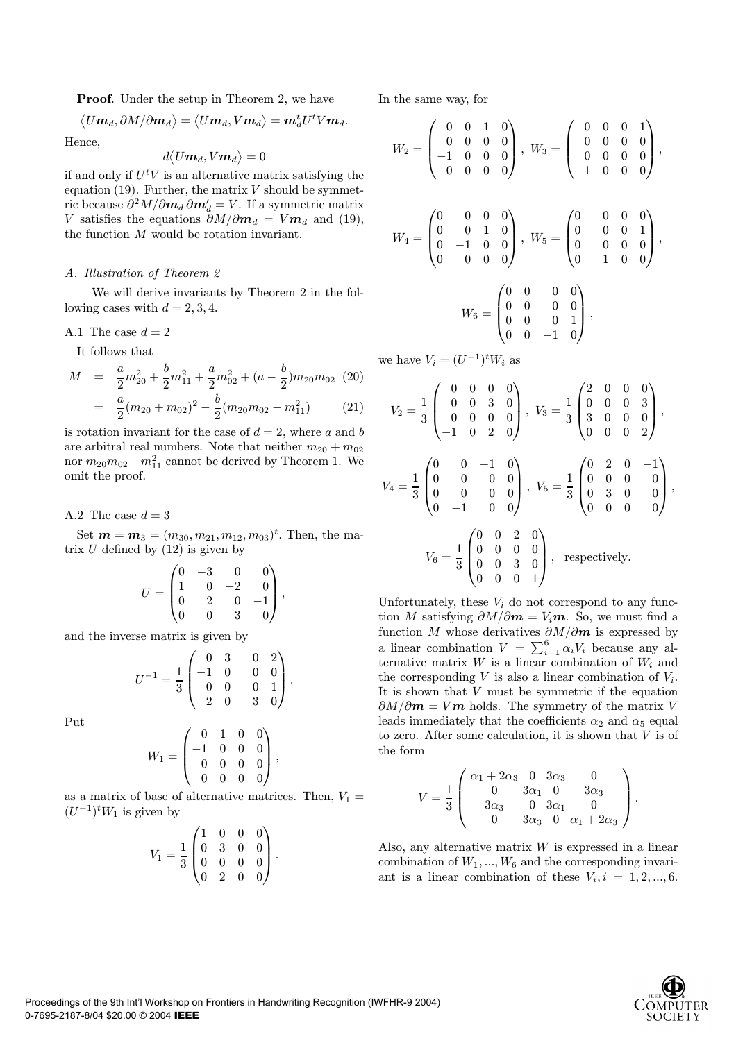**Proof**. Under the setup in Theorem 2, we have

$$\langle U\boldsymbol{m}_d, \partial M/\partial \boldsymbol{m}_d \rangle = \langle U\boldsymbol{m}_d, V\boldsymbol{m}_d \rangle = \boldsymbol{m}_d^t U^t V \boldsymbol{m}_d.$$

Hence,

$$d\langle U\boldsymbol{m}_d, V\boldsymbol{m}_d \rangle = 0$$

if and only if $U^tV$ is an alternative matrix satisfying the equation (19). Further, the matrix $V$ should be symmetric because $\partial^2 M/\partial \boldsymbol{m}_d \, \partial \boldsymbol{m}_d' = V$. If a symmetric matrix $V$ satisfies the equations $\partial M/\partial \boldsymbol{m}_d = V\boldsymbol{m}_d$ and (19), the function $M$ would be rotation invariant.

### A. Illustration of Theorem 2

We will derive invariants by Theorem 2 in the following cases with $d = 2, 3, 4$.

A.1 The case $d = 2$

It follows that

$$\begin{aligned} M &= \frac{a}{2}m_{20}^2 + \frac{b}{2}m_{11}^2 + \frac{a}{2}m_{02}^2 + (a - \frac{b}{2})m_{20}m_{02} \quad (20) \\ &= \frac{a}{2}(m_{20} + m_{02})^2 - \frac{b}{2}(m_{20}m_{02} - m_{11}^2) \quad (21) \end{aligned}$$

is rotation invariant for the case of $d = 2$, where $a$ and $b$ are arbitral real numbers. Note that neither $m_{20} + m_{02}$ nor $m_{20}m_{02} - m_{11}^2$ cannot be derived by Theorem 1. We omit the proof.

A.2 The case $d = 3$

Set $\boldsymbol{m} = \boldsymbol{m}_3 = (m_{30}, m_{21}, m_{12}, m_{03})^t$. Then, the matrix $U$ defined by (12) is given by

$$U = \begin{pmatrix} 0 & -3 & 0 & 0 \\ 1 & 0 & -2 & 0 \\ 0 & 2 & 0 & -1 \\ 0 & 0 & 3 & 0 \end{pmatrix},$$

and the inverse matrix is given by

$$U^{-1} = \frac{1}{3}\begin{pmatrix} 0 & 3 & 0 & 2 \\ -1 & 0 & 0 & 0 \\ 0 & 0 & 0 & 1 \\ -2 & 0 & -3 & 0 \end{pmatrix}.$$

Put

$$W_1 = \begin{pmatrix} 0 & 1 & 0 & 0 \\ -1 & 0 & 0 & 0 \\ 0 & 0 & 0 & 0 \\ 0 & 0 & 0 & 0 \end{pmatrix},$$

as a matrix of base of alternative matrices. Then, $V_1 = (U^{-1})^t W_1$ is given by

$$V_1 = \frac{1}{3}\begin{pmatrix} 1 & 0 & 0 & 0 \\ 0 & 3 & 0 & 0 \\ 0 & 0 & 0 & 0 \\ 0 & 2 & 0 & 0 \end{pmatrix}.$$

In the same way, for

$$W_2 = \begin{pmatrix} 0 & 0 & 1 & 0 \\ 0 & 0 & 0 & 0 \\ -1 & 0 & 0 & 0 \\ 0 & 0 & 0 & 0 \end{pmatrix}, \; W_3 = \begin{pmatrix} 0 & 0 & 0 & 1 \\ 0 & 0 & 0 & 0 \\ 0 & 0 & 0 & 0 \\ -1 & 0 & 0 & 0 \end{pmatrix},$$

$$W_4 = \begin{pmatrix} 0 & 0 & 0 & 0 \\ 0 & 0 & 1 & 0 \\ 0 & -1 & 0 & 0 \\ 0 & 0 & 0 & 0 \end{pmatrix}, \; W_5 = \begin{pmatrix} 0 & 0 & 0 & 0 \\ 0 & 0 & 0 & 1 \\ 0 & 0 & 0 & 0 \\ 0 & -1 & 0 & 0 \end{pmatrix},$$

$$W_6 = \begin{pmatrix} 0 & 0 & 0 & 0 \\ 0 & 0 & 0 & 0 \\ 0 & 0 & 0 & 1 \\ 0 & 0 & -1 & 0 \end{pmatrix},$$

we have $V_i = (U^{-1})^t W_i$ as

$$V_2 = \frac{1}{3}\begin{pmatrix} 0 & 0 & 0 & 0 \\ 0 & 0 & 3 & 0 \\ 0 & 0 & 0 & 0 \\ -1 & 0 & 2 & 0 \end{pmatrix}, \; V_3 = \frac{1}{3}\begin{pmatrix} 2 & 0 & 0 & 0 \\ 0 & 0 & 0 & 3 \\ 3 & 0 & 0 & 0 \\ 0 & 0 & 0 & 2 \end{pmatrix},$$

$$V_4 = \frac{1}{3}\begin{pmatrix} 0 & 0 & -1 & 0 \\ 0 & 0 & 0 & 0 \\ 0 & 0 & 0 & 0 \\ 0 & -1 & 0 & 0 \end{pmatrix}, \; V_5 = \frac{1}{3}\begin{pmatrix} 0 & 2 & 0 & -1 \\ 0 & 0 & 0 & 0 \\ 0 & 3 & 0 & 0 \\ 0 & 0 & 0 & 0 \end{pmatrix},$$

$$V_6 = \frac{1}{3}\begin{pmatrix} 0 & 0 & 2 & 0 \\ 0 & 0 & 0 & 0 \\ 0 & 0 & 3 & 0 \\ 0 & 0 & 0 & 1 \end{pmatrix}, \quad \text{respectively.}$$

Unfortunately, these $V_i$ do not correspond to any function $M$ satisfying $\partial M/\partial \boldsymbol{m} = V_i\boldsymbol{m}$. So, we must find a function $M$ whose derivatives $\partial M/\partial \boldsymbol{m}$ is expressed by a linear combination $V = \sum_{i=1}^{6} \alpha_i V_i$ because any alternative matrix $W$ is a linear combination of $W_i$ and the corresponding $V$ is also a linear combination of $V_i$. It is shown that $V$ must be symmetric if the equation $\partial M/\partial \boldsymbol{m} = V\boldsymbol{m}$ holds. The symmetry of the matrix $V$ leads immediately that the coefficients $\alpha_2$ and $\alpha_5$ equal to zero. After some calculation, it is shown that $V$ is of the form

$$V = \frac{1}{3}\begin{pmatrix} \alpha_1 + 2\alpha_3 & 0 & 3\alpha_3 & 0 \\ 0 & 3\alpha_1 & 0 & 3\alpha_3 \\ 3\alpha_3 & 0 & 3\alpha_1 & 0 \\ 0 & 3\alpha_3 & 0 & \alpha_1 + 2\alpha_3 \end{pmatrix}.$$

Also, any alternative matrix $W$ is expressed in a linear combination of $W_1, ..., W_6$ and the corresponding invariant is a linear combination of these $V_i, i = 1, 2, ..., 6$.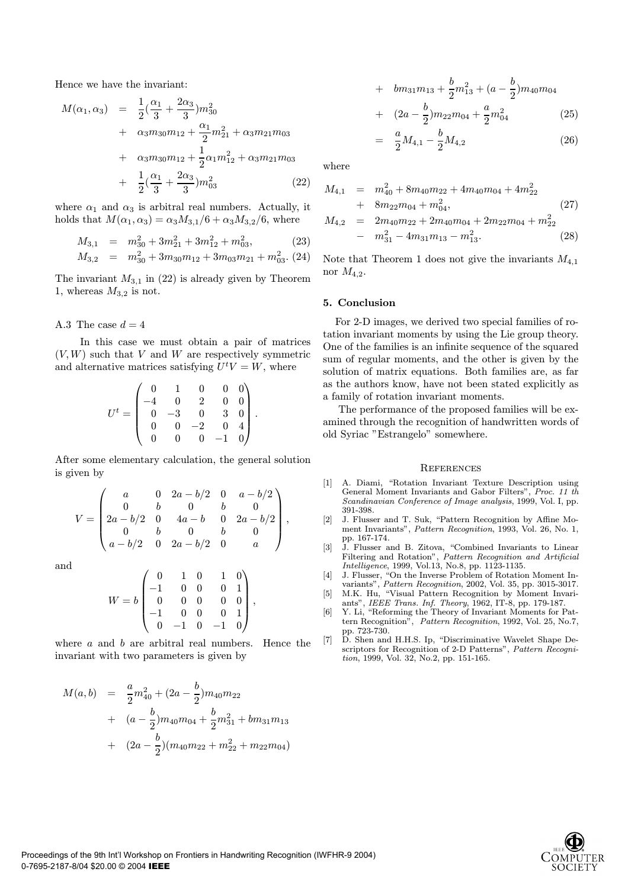Hence we have the invariant:

$$
\begin{aligned}
M(\alpha_1, \alpha_3) &= \frac{1}{2}(\frac{\alpha_1}{3} + \frac{2\alpha_3}{3})m_{30}^2 \\
&+ \alpha_3 m_{30}m_{12} + \frac{\alpha_1}{2}m_{21}^2 + \alpha_3 m_{21}m_{03} \\
&+ \alpha_3 m_{30}m_{12} + \frac{1}{2}\alpha_1 m_{12}^2 + \alpha_3 m_{21}m_{03} \\
&+ \frac{1}{2}(\frac{\alpha_1}{3} + \frac{2\alpha_3}{3})m_{03}^2 \qquad (22)
\end{aligned}
$$

where $\alpha_1$ and $\alpha_3$ is arbitrial real numbers. Actually, it holds that $M(\alpha_1, \alpha_3) = \alpha_3 M_{3,1}/6 + \alpha_3 M_{3,2}/6$, where

$$
\begin{aligned}
M_{3,1} &= m_{30}^2 + 3m_{21}^2 + 3m_{12}^2 + m_{03}^2, \qquad (23) \\
M_{3,2} &= m_{30}^2 + 3m_{30}m_{12} + 3m_{03}m_{21} + m_{03}^2. \qquad (24)
\end{aligned}
$$

The invariant $M_{3,1}$ in (22) is already given by Theorem 1, whereas $M_{3,2}$ is not.

A.3 The case $d = 4$

In this case we must obtain a pair of matrices $(V, W)$ such that $V$ and $W$ are respectively symmetric and alternative matrices satisfying $U^t V = W$, where

$$
U^t = \begin{pmatrix} 0 & 1 & 0 & 0 & 0 \\ -4 & 0 & 2 & 0 & 0 \\ 0 & -3 & 0 & 3 & 0 \\ 0 & 0 & -2 & 0 & 4 \\ 0 & 0 & 0 & -1 & 0 \end{pmatrix}.
$$

After some elementary calculation, the general solution is given by

$$
V = \begin{pmatrix} a & 0 & 2a - b/2 & 0 & a - b/2 \\ 0 & b & 0 & b & 0 \\ 2a - b/2 & 0 & 4a - b & 0 & 2a - b/2 \\ 0 & b & 0 & b & 0 \\ a - b/2 & 0 & 2a - b/2 & 0 & a \end{pmatrix},
$$

and

$$
W = b \begin{pmatrix} 0 & 1 & 0 & 1 & 0 \\ -1 & 0 & 0 & 0 & 1 \\ 0 & 0 & 0 & 0 & 0 \\ -1 & 0 & 0 & 0 & 1 \\ 0 & -1 & 0 & -1 & 0 \end{pmatrix},
$$

where $a$ and $b$ are arbitral real numbers. Hence the invariant with two parameters is given by

$$
\begin{aligned}
M(a, b) &= \frac{a}{2}m_{40}^2 + (2a - \frac{b}{2})m_{40}m_{22} \\
&+ (a - \frac{b}{2})m_{40}m_{04} + \frac{b}{2}m_{31}^2 + bm_{31}m_{13} \\
&+ (2a - \frac{b}{2})(m_{40}m_{22} + m_{22}^2 + m_{22}m_{04}) \\
&+ bm_{31}m_{13} + \frac{b}{2}m_{13}^2 + (a - \frac{b}{2})m_{40}m_{04} \\
&+ (2a - \frac{b}{2})m_{22}m_{04} + \frac{a}{2}m_{04}^2 \qquad (25) \\
&= \frac{a}{2}M_{4,1} - \frac{b}{2}M_{4,2} \qquad (26)
\end{aligned}
$$

where

$$
\begin{aligned}
M_{4,1} &= m_{40}^2 + 8m_{40}m_{22} + 4m_{40}m_{04} + 4m_{22}^2 \\
&+ 8m_{22}m_{04} + m_{04}^2, \qquad (27) \\
M_{4,2} &= 2m_{40}m_{22} + 2m_{40}m_{04} + 2m_{22}m_{04} + m_{22}^2 \\
&- m_{31}^2 - 4m_{31}m_{13} - m_{13}^2. \qquad (28)
\end{aligned}
$$

Note that Theorem 1 does not give the invariants $M_{4,1}$ nor $M_{4,2}$.

## 5. Conclusion

For 2-D images, we derived two special families of rotation invariant moments by using the Lie group theory. One of the families is an infinite sequence of the squared sum of regular moments, and the other is given by the solution of matrix equations. Both families are, as far as the authors know, have not been stated explicitly as a family of rotation invariant moments.

The performance of the proposed families will be examined through the recognition of handwritten words of old Syriac "Estrangelo" somewhere.

## References

[1] A. Diami, "Rotation Invariant Texture Description using General Moment Invariants and Gabor Filters", *Proc. 11 th Scandinavian Conference of Image analysis*, 1999, Vol. I, pp. 391-398.

[2] J. Flusser and T. Suk, "Pattern Recognition by Affine Moment Invariants", *Pattern Recognition*, 1993, Vol. 26, No. 1, pp. 167-174.

[3] J. Flusser and B. Zitova, "Combined Invariants to Linear Filtering and Rotation", *Pattern Recognition and Artificial Intelligence*, 1999, Vol.13, No.8, pp. 1123-1135.

[4] J. Flusser, "On the Inverse Problem of Rotation Moment Invariants", *Pattern Recognition*, 2002, Vol. 35, pp. 3015-3017.

[5] M.K. Hu, "Visual Pattern Recognition by Moment Invariants", *IEEE Trans. Inf. Theory*, 1962, IT-8, pp. 179-187.

[6] Y. Li, "Reforming the Theory of Invariant Moments for Pattern Recognition", *Pattern Recognition*, 1992, Vol. 25, No.7, pp. 723-730.

[7] D. Shen and H.H.S. Ip, "Discriminative Wavelet Shape Descriptors for Recognition of 2-D Patterns", *Pattern Recognition*, 1999, Vol. 32, No.2, pp. 151-165.